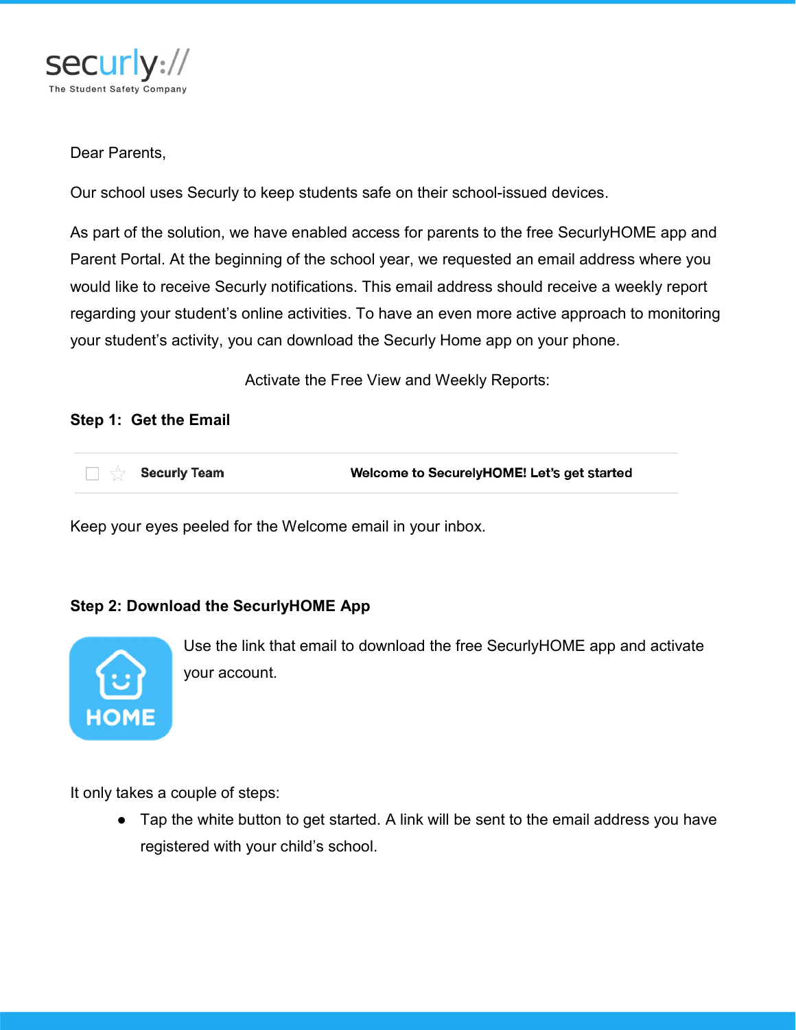securly:// The Student Safety Company

Dear Parents,

Our school uses Securly to keep students safe on their school-issued devices.

As part of the solution, we have enabled access for parents to the free SecurlyHOME app and Parent Portal. At the beginning of the school year, we requested an email address where you would like to receive Securly notifications. This email address should receive a weekly report regarding your student's online activities. To have an even more active approach to monitoring your student's activity, you can download the Securly Home app on your phone.

Activate the Free View and Weekly Reports:

**Step 1: Get the Email**

| Securly Team | Welcome to SecurelyHOME! Let's get started |
|---|---|

Keep your eyes peeled for the Welcome email in your inbox.

**Step 2: Download the SecurlyHOME App**

HOME

Use the link that email to download the free SecurlyHOME app and activate your account.

It only takes a couple of steps:

- Tap the white button to get started. A link will be sent to the email address you have registered with your child's school.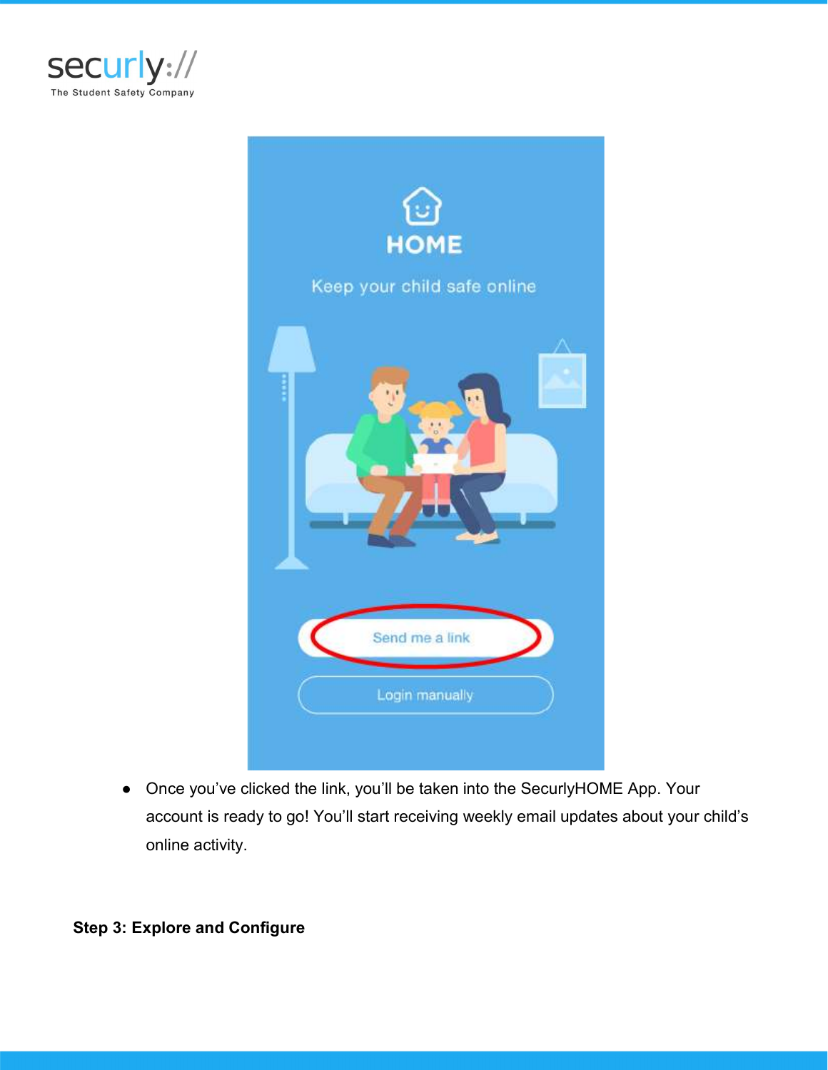- Once you've clicked the link, you'll be taken into the SecurlyHOME App. Your account is ready to go! You'll start receiving weekly email updates about your child's online activity.

**Step 3: Explore and Configure**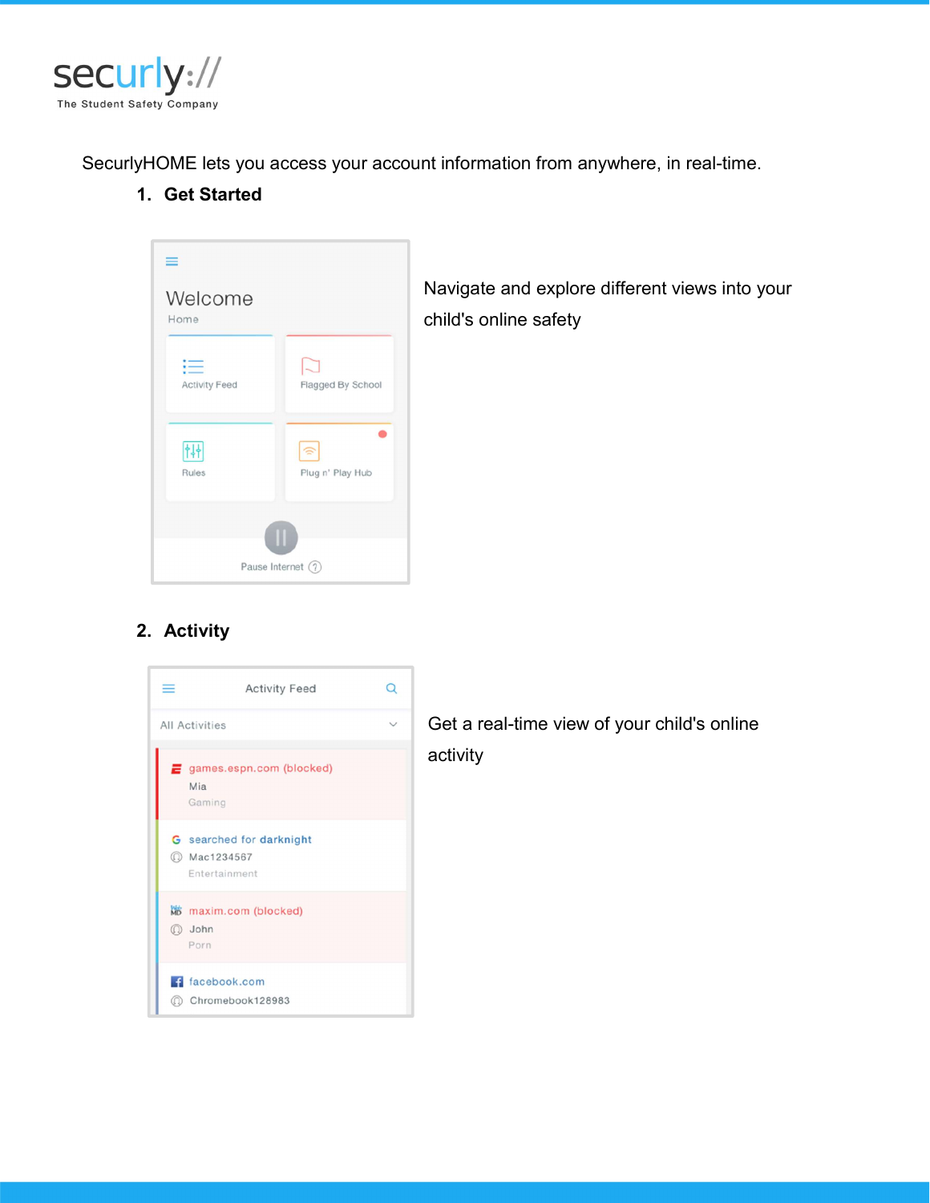securly:// The Student Safety Company

SecurlyHOME lets you access your account information from anywhere, in real-time.

1. **Get Started**

Navigate and explore different views into your child's online safety

2. **Activity**

Get a real-time view of your child's online activity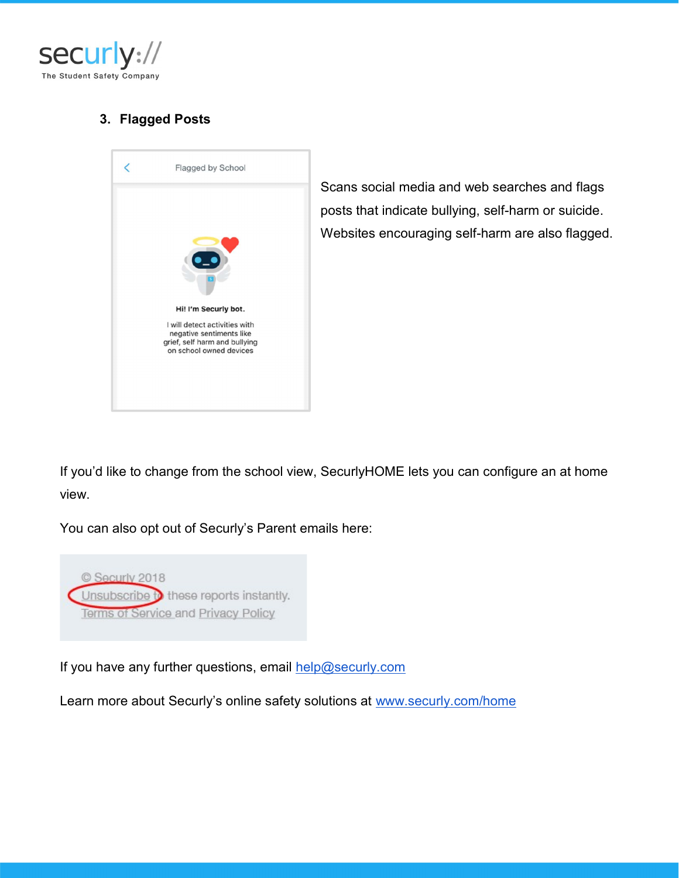### 3. Flagged Posts

Scans social media and web searches and flags posts that indicate bullying, self-harm or suicide. Websites encouraging self-harm are also flagged.

If you'd like to change from the school view, SecurlyHOME lets you can configure an at home view.

You can also opt out of Securly's Parent emails here:

If you have any further questions, email help@securly.com

Learn more about Securly's online safety solutions at www.securly.com/home